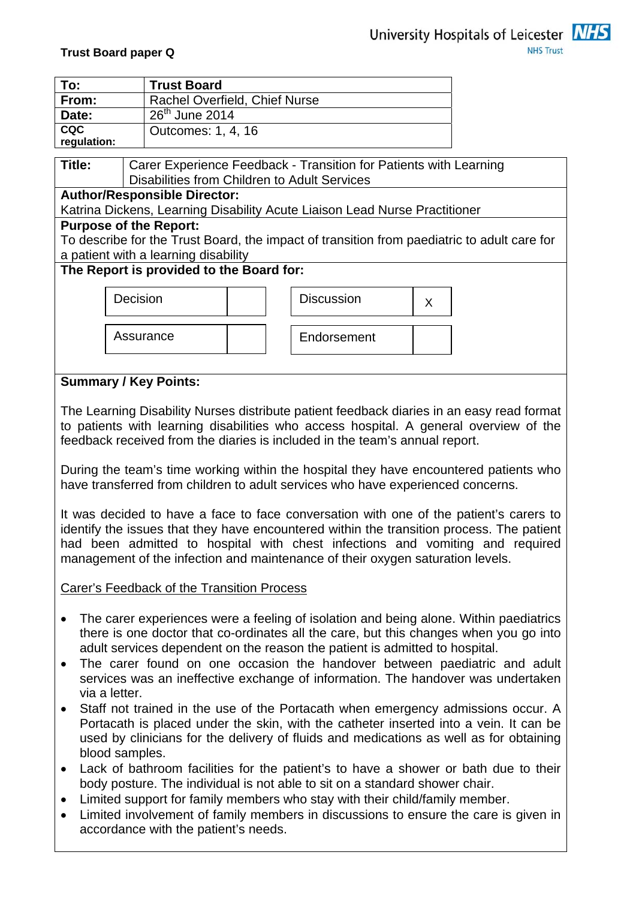**Trust Board paper Q**

University Hospitals of Leicester NHS Trust

| To: | Trust Board |
|---|---|
| From: | Rachel Overfield, Chief Nurse |
| Date: | 26th June 2014 |
| CQC regulation: | Outcomes: 1, 4, 16 |

**Title:** Carer Experience Feedback - Transition for Patients with Learning Disabilities from Children to Adult Services

**Author/Responsible Director:**
Katrina Dickens, Learning Disability Acute Liaison Lead Nurse Practitioner

**Purpose of the Report:**
To describe for the Trust Board, the impact of transition from paediatric to adult care for a patient with a learning disability

**The Report is provided to the Board for:**

| | | | |
|---|---|---|---|
| Decision | | Discussion | X |
| Assurance | | Endorsement | |

**Summary / Key Points:**

The Learning Disability Nurses distribute patient feedback diaries in an easy read format to patients with learning disabilities who access hospital. A general overview of the feedback received from the diaries is included in the team's annual report.

During the team's time working within the hospital they have encountered patients who have transferred from children to adult services who have experienced concerns.

It was decided to have a face to face conversation with one of the patient's carers to identify the issues that they have encountered within the transition process. The patient had been admitted to hospital with chest infections and vomiting and required management of the infection and maintenance of their oxygen saturation levels.

Carer's Feedback of the Transition Process

- The carer experiences were a feeling of isolation and being alone. Within paediatrics there is one doctor that co-ordinates all the care, but this changes when you go into adult services dependent on the reason the patient is admitted to hospital.
- The carer found on one occasion the handover between paediatric and adult services was an ineffective exchange of information. The handover was undertaken via a letter.
- Staff not trained in the use of the Portacath when emergency admissions occur. A Portacath is placed under the skin, with the catheter inserted into a vein. It can be used by clinicians for the delivery of fluids and medications as well as for obtaining blood samples.
- Lack of bathroom facilities for the patient's to have a shower or bath due to their body posture. The individual is not able to sit on a standard shower chair.
- Limited support for family members who stay with their child/family member.
- Limited involvement of family members in discussions to ensure the care is given in accordance with the patient's needs.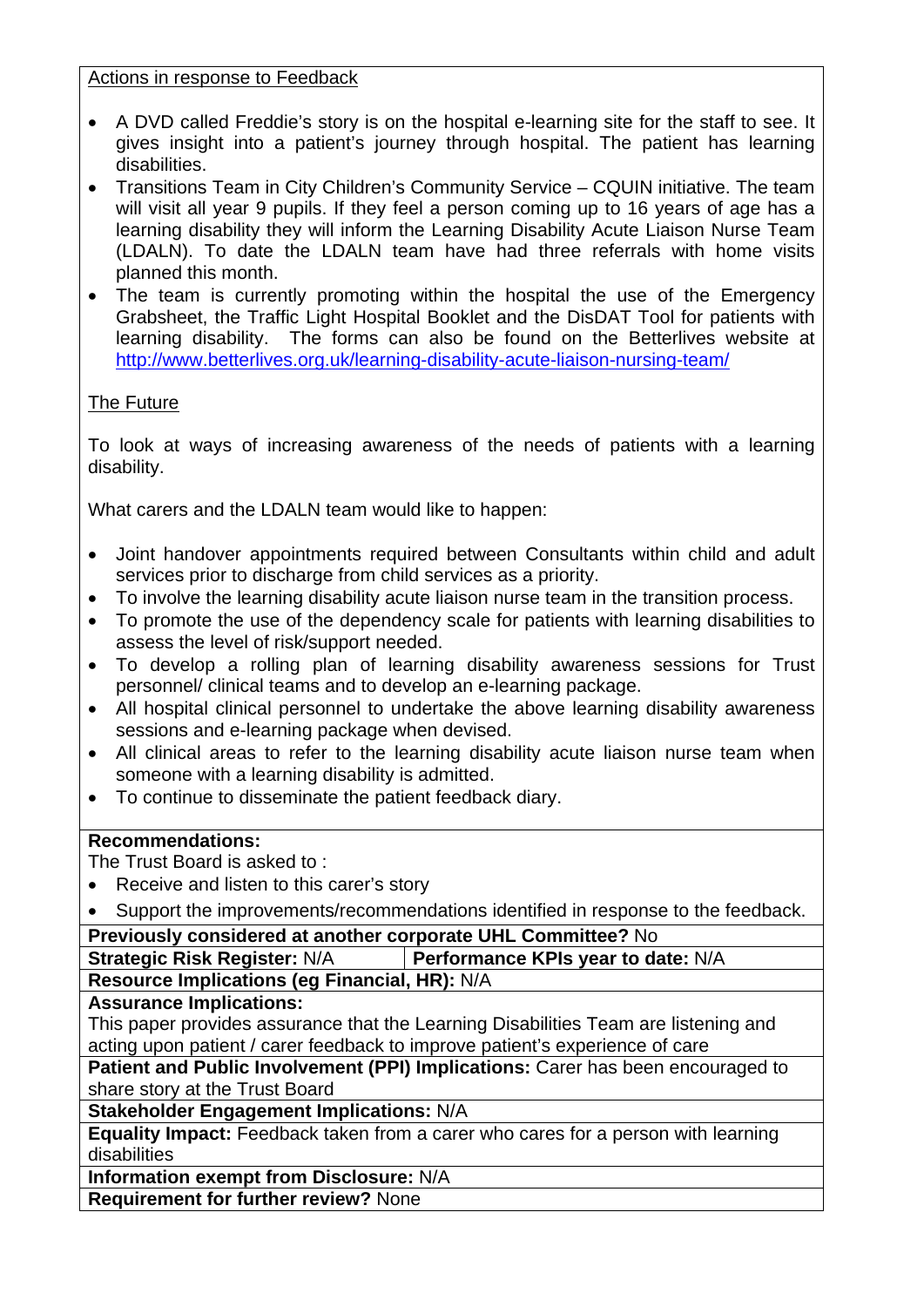Actions in response to Feedback

- A DVD called Freddie's story is on the hospital e-learning site for the staff to see. It gives insight into a patient's journey through hospital. The patient has learning disabilities.
- Transitions Team in City Children's Community Service – CQUIN initiative. The team will visit all year 9 pupils. If they feel a person coming up to 16 years of age has a learning disability they will inform the Learning Disability Acute Liaison Nurse Team (LDALN). To date the LDALN team have had three referrals with home visits planned this month.
- The team is currently promoting within the hospital the use of the Emergency Grabsheet, the Traffic Light Hospital Booklet and the DisDAT Tool for patients with learning disability. The forms can also be found on the Betterlives website at http://www.betterlives.org.uk/learning-disability-acute-liaison-nursing-team/

The Future

To look at ways of increasing awareness of the needs of patients with a learning disability.

What carers and the LDALN team would like to happen:

- Joint handover appointments required between Consultants within child and adult services prior to discharge from child services as a priority.
- To involve the learning disability acute liaison nurse team in the transition process.
- To promote the use of the dependency scale for patients with learning disabilities to assess the level of risk/support needed.
- To develop a rolling plan of learning disability awareness sessions for Trust personnel/ clinical teams and to develop an e-learning package.
- All hospital clinical personnel to undertake the above learning disability awareness sessions and e-learning package when devised.
- All clinical areas to refer to the learning disability acute liaison nurse team when someone with a learning disability is admitted.
- To continue to disseminate the patient feedback diary.

**Recommendations:**
The Trust Board is asked to :

- Receive and listen to this carer's story
- Support the improvements/recommendations identified in response to the feedback.

**Previously considered at another corporate UHL Committee?** No

**Strategic Risk Register:** N/A | **Performance KPIs year to date:** N/A

**Resource Implications (eg Financial, HR):** N/A

**Assurance Implications:**
This paper provides assurance that the Learning Disabilities Team are listening and acting upon patient / carer feedback to improve patient's experience of care

**Patient and Public Involvement (PPI) Implications:** Carer has been encouraged to share story at the Trust Board

**Stakeholder Engagement Implications:** N/A

**Equality Impact:** Feedback taken from a carer who cares for a person with learning disabilities

**Information exempt from Disclosure:** N/A

**Requirement for further review?** None